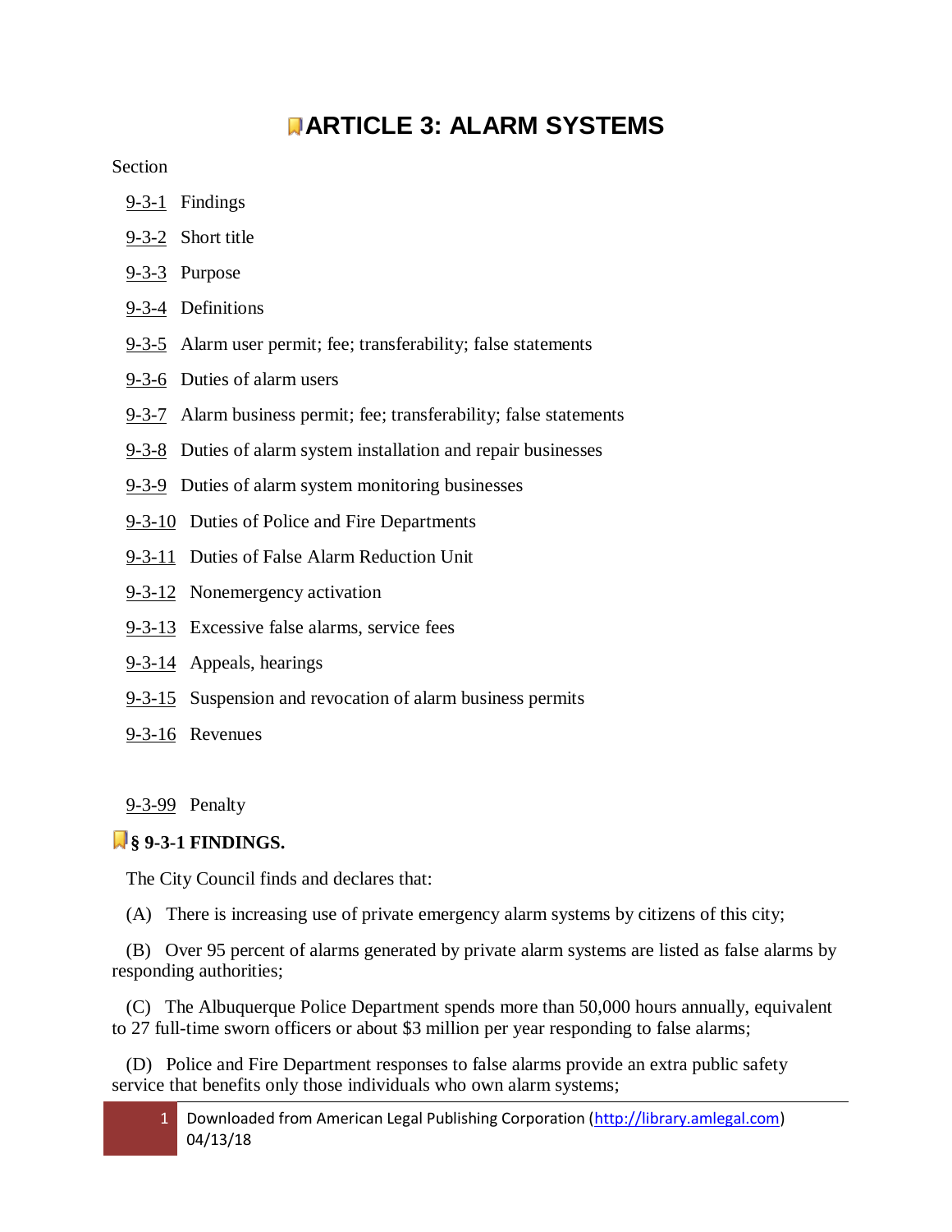# ARTICLE 3: ALARM SYSTEMS

Section

9-3-1 Findings

9-3-2 Short title

9-3-3 Purpose

9-3-4 Definitions

9-3-5 Alarm user permit; fee; transferability; false statements

9-3-6 Duties of alarm users

9-3-7 Alarm business permit; fee; transferability; false statements

9-3-8 Duties of alarm system installation and repair businesses

9-3-9 Duties of alarm system monitoring businesses

9-3-10 Duties of Police and Fire Departments

9-3-11 Duties of False Alarm Reduction Unit

9-3-12 Nonemergency activation

9-3-13 Excessive false alarms, service fees

9-3-14 Appeals, hearings

9-3-15 Suspension and revocation of alarm business permits

9-3-16 Revenues

9-3-99 Penalty

## § 9-3-1 FINDINGS.

The City Council finds and declares that:

(A) There is increasing use of private emergency alarm systems by citizens of this city;

(B) Over 95 percent of alarms generated by private alarm systems are listed as false alarms by responding authorities;

(C) The Albuquerque Police Department spends more than 50,000 hours annually, equivalent to 27 full-time sworn officers or about $3 million per year responding to false alarms;

(D) Police and Fire Department responses to false alarms provide an extra public safety service that benefits only those individuals who own alarm systems;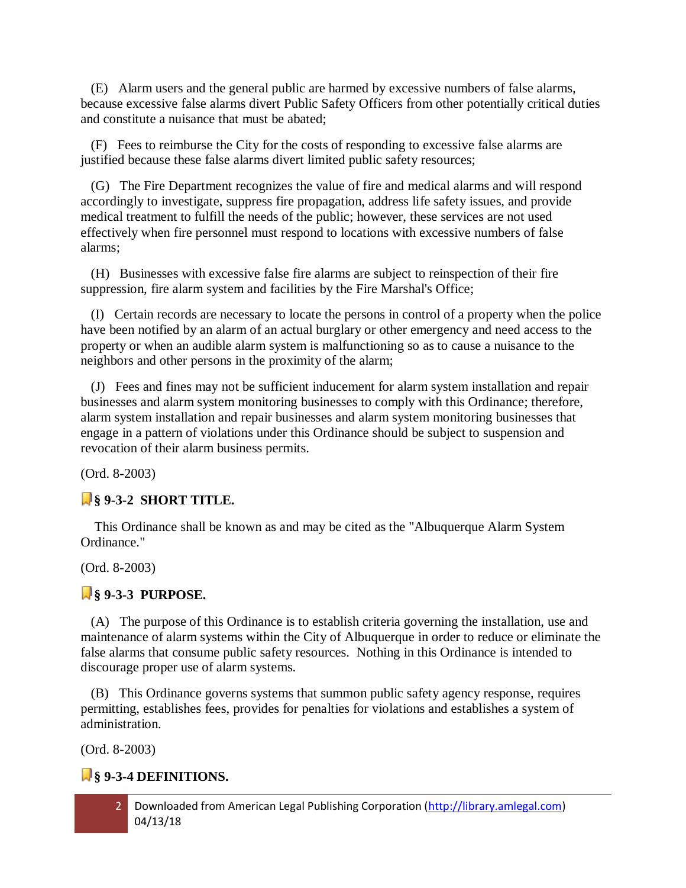(E) Alarm users and the general public are harmed by excessive numbers of false alarms, because excessive false alarms divert Public Safety Officers from other potentially critical duties and constitute a nuisance that must be abated;

(F) Fees to reimburse the City for the costs of responding to excessive false alarms are justified because these false alarms divert limited public safety resources;

(G) The Fire Department recognizes the value of fire and medical alarms and will respond accordingly to investigate, suppress fire propagation, address life safety issues, and provide medical treatment to fulfill the needs of the public; however, these services are not used effectively when fire personnel must respond to locations with excessive numbers of false alarms;

(H) Businesses with excessive false fire alarms are subject to reinspection of their fire suppression, fire alarm system and facilities by the Fire Marshal's Office;

(I) Certain records are necessary to locate the persons in control of a property when the police have been notified by an alarm of an actual burglary or other emergency and need access to the property or when an audible alarm system is malfunctioning so as to cause a nuisance to the neighbors and other persons in the proximity of the alarm;

(J) Fees and fines may not be sufficient inducement for alarm system installation and repair businesses and alarm system monitoring businesses to comply with this Ordinance; therefore, alarm system installation and repair businesses and alarm system monitoring businesses that engage in a pattern of violations under this Ordinance should be subject to suspension and revocation of their alarm business permits.

(Ord. 8-2003)

### § 9-3-2 SHORT TITLE.

This Ordinance shall be known as and may be cited as the "Albuquerque Alarm System Ordinance."

(Ord. 8-2003)

### § 9-3-3 PURPOSE.

(A) The purpose of this Ordinance is to establish criteria governing the installation, use and maintenance of alarm systems within the City of Albuquerque in order to reduce or eliminate the false alarms that consume public safety resources. Nothing in this Ordinance is intended to discourage proper use of alarm systems.

(B) This Ordinance governs systems that summon public safety agency response, requires permitting, establishes fees, provides for penalties for violations and establishes a system of administration.

(Ord. 8-2003)

### § 9-3-4 DEFINITIONS.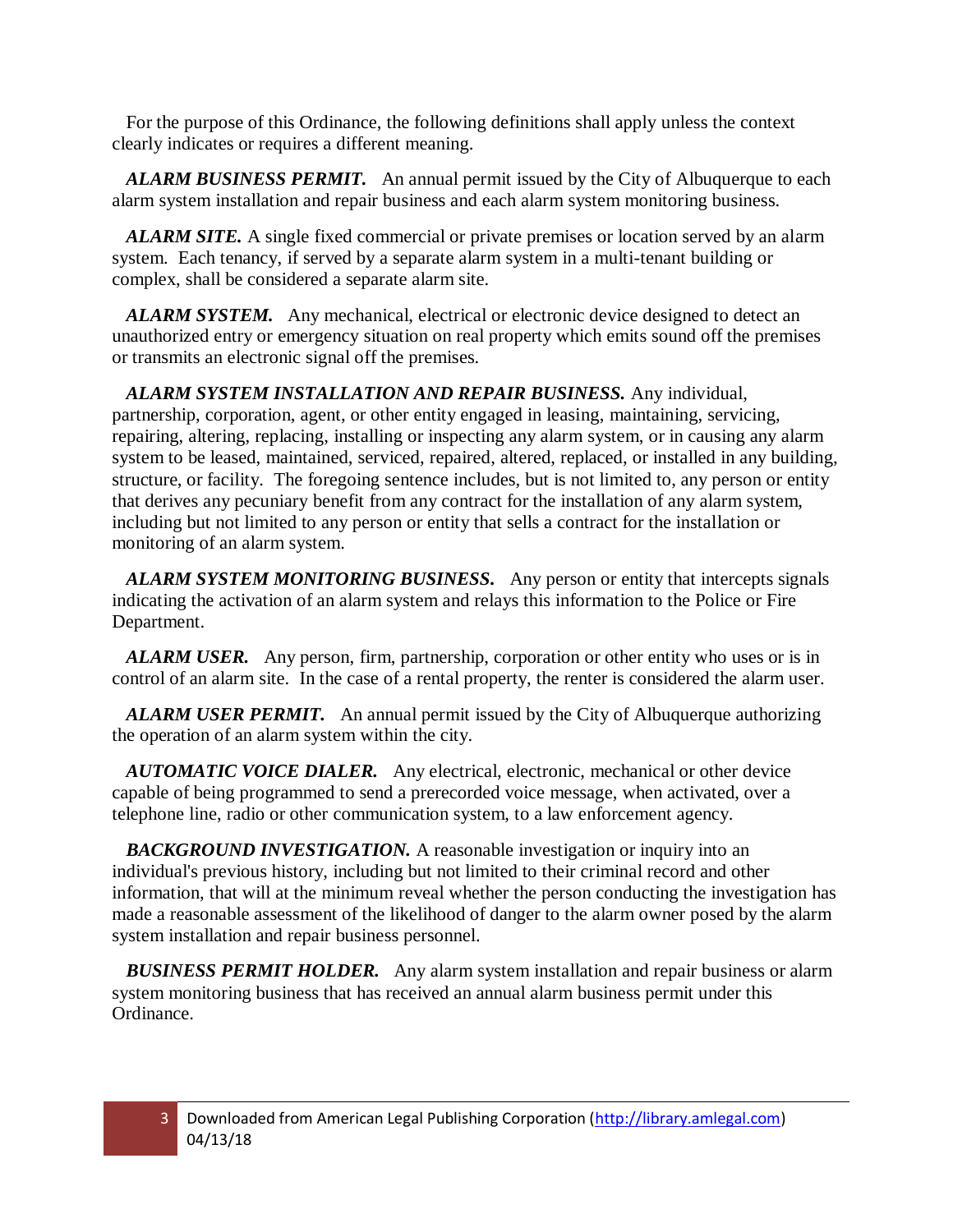For the purpose of this Ordinance, the following definitions shall apply unless the context clearly indicates or requires a different meaning.

***ALARM BUSINESS PERMIT.*** An annual permit issued by the City of Albuquerque to each alarm system installation and repair business and each alarm system monitoring business.

***ALARM SITE.*** A single fixed commercial or private premises or location served by an alarm system. Each tenancy, if served by a separate alarm system in a multi-tenant building or complex, shall be considered a separate alarm site.

***ALARM SYSTEM.*** Any mechanical, electrical or electronic device designed to detect an unauthorized entry or emergency situation on real property which emits sound off the premises or transmits an electronic signal off the premises.

***ALARM SYSTEM INSTALLATION AND REPAIR BUSINESS.*** Any individual, partnership, corporation, agent, or other entity engaged in leasing, maintaining, servicing, repairing, altering, replacing, installing or inspecting any alarm system, or in causing any alarm system to be leased, maintained, serviced, repaired, altered, replaced, or installed in any building, structure, or facility. The foregoing sentence includes, but is not limited to, any person or entity that derives any pecuniary benefit from any contract for the installation of any alarm system, including but not limited to any person or entity that sells a contract for the installation or monitoring of an alarm system.

***ALARM SYSTEM MONITORING BUSINESS.*** Any person or entity that intercepts signals indicating the activation of an alarm system and relays this information to the Police or Fire Department.

***ALARM USER.*** Any person, firm, partnership, corporation or other entity who uses or is in control of an alarm site. In the case of a rental property, the renter is considered the alarm user.

***ALARM USER PERMIT.*** An annual permit issued by the City of Albuquerque authorizing the operation of an alarm system within the city.

***AUTOMATIC VOICE DIALER.*** Any electrical, electronic, mechanical or other device capable of being programmed to send a prerecorded voice message, when activated, over a telephone line, radio or other communication system, to a law enforcement agency.

***BACKGROUND INVESTIGATION.*** A reasonable investigation or inquiry into an individual's previous history, including but not limited to their criminal record and other information, that will at the minimum reveal whether the person conducting the investigation has made a reasonable assessment of the likelihood of danger to the alarm owner posed by the alarm system installation and repair business personnel.

***BUSINESS PERMIT HOLDER.*** Any alarm system installation and repair business or alarm system monitoring business that has received an annual alarm business permit under this Ordinance.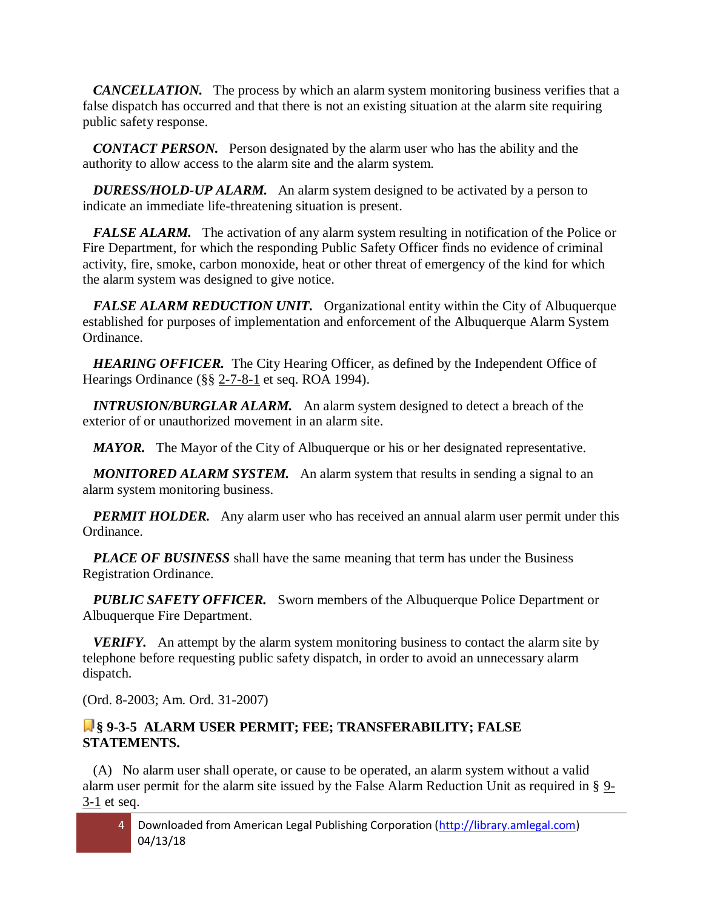***CANCELLATION.*** The process by which an alarm system monitoring business verifies that a false dispatch has occurred and that there is not an existing situation at the alarm site requiring public safety response.

***CONTACT PERSON.*** Person designated by the alarm user who has the ability and the authority to allow access to the alarm site and the alarm system.

***DURESS/HOLD-UP ALARM.*** An alarm system designed to be activated by a person to indicate an immediate life-threatening situation is present.

***FALSE ALARM.*** The activation of any alarm system resulting in notification of the Police or Fire Department, for which the responding Public Safety Officer finds no evidence of criminal activity, fire, smoke, carbon monoxide, heat or other threat of emergency of the kind for which the alarm system was designed to give notice.

***FALSE ALARM REDUCTION UNIT.*** Organizational entity within the City of Albuquerque established for purposes of implementation and enforcement of the Albuquerque Alarm System Ordinance.

***HEARING OFFICER.*** The City Hearing Officer, as defined by the Independent Office of Hearings Ordinance (§§ 2-7-8-1 et seq. ROA 1994).

***INTRUSION/BURGLAR ALARM.*** An alarm system designed to detect a breach of the exterior of or unauthorized movement in an alarm site.

***MAYOR.*** The Mayor of the City of Albuquerque or his or her designated representative.

***MONITORED ALARM SYSTEM.*** An alarm system that results in sending a signal to an alarm system monitoring business.

***PERMIT HOLDER.*** Any alarm user who has received an annual alarm user permit under this Ordinance.

***PLACE OF BUSINESS*** shall have the same meaning that term has under the Business Registration Ordinance.

***PUBLIC SAFETY OFFICER.*** Sworn members of the Albuquerque Police Department or Albuquerque Fire Department.

***VERIFY.*** An attempt by the alarm system monitoring business to contact the alarm site by telephone before requesting public safety dispatch, in order to avoid an unnecessary alarm dispatch.

(Ord. 8-2003; Am. Ord. 31-2007)

### § 9-3-5 ALARM USER PERMIT; FEE; TRANSFERABILITY; FALSE STATEMENTS.

(A) No alarm user shall operate, or cause to be operated, an alarm system without a valid alarm user permit for the alarm site issued by the False Alarm Reduction Unit as required in § 9-3-1 et seq.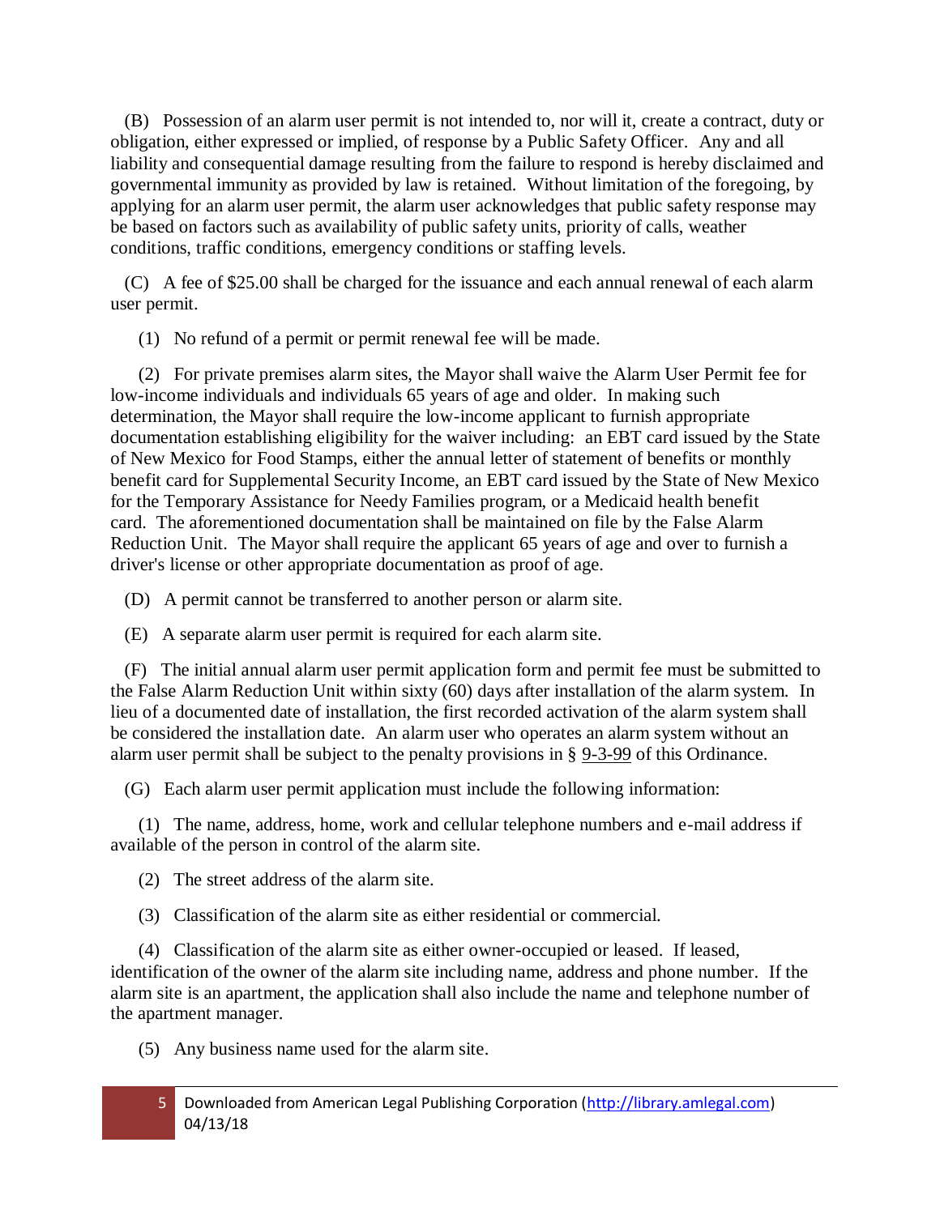(B) Possession of an alarm user permit is not intended to, nor will it, create a contract, duty or obligation, either expressed or implied, of response by a Public Safety Officer. Any and all liability and consequential damage resulting from the failure to respond is hereby disclaimed and governmental immunity as provided by law is retained. Without limitation of the foregoing, by applying for an alarm user permit, the alarm user acknowledges that public safety response may be based on factors such as availability of public safety units, priority of calls, weather conditions, traffic conditions, emergency conditions or staffing levels.

(C) A fee of $25.00 shall be charged for the issuance and each annual renewal of each alarm user permit.

(1) No refund of a permit or permit renewal fee will be made.

(2) For private premises alarm sites, the Mayor shall waive the Alarm User Permit fee for low-income individuals and individuals 65 years of age and older. In making such determination, the Mayor shall require the low-income applicant to furnish appropriate documentation establishing eligibility for the waiver including: an EBT card issued by the State of New Mexico for Food Stamps, either the annual letter of statement of benefits or monthly benefit card for Supplemental Security Income, an EBT card issued by the State of New Mexico for the Temporary Assistance for Needy Families program, or a Medicaid health benefit card. The aforementioned documentation shall be maintained on file by the False Alarm Reduction Unit. The Mayor shall require the applicant 65 years of age and over to furnish a driver's license or other appropriate documentation as proof of age.

(D) A permit cannot be transferred to another person or alarm site.

(E) A separate alarm user permit is required for each alarm site.

(F) The initial annual alarm user permit application form and permit fee must be submitted to the False Alarm Reduction Unit within sixty (60) days after installation of the alarm system. In lieu of a documented date of installation, the first recorded activation of the alarm system shall be considered the installation date. An alarm user who operates an alarm system without an alarm user permit shall be subject to the penalty provisions in § 9-3-99 of this Ordinance.

(G) Each alarm user permit application must include the following information:

(1) The name, address, home, work and cellular telephone numbers and e-mail address if available of the person in control of the alarm site.

(2) The street address of the alarm site.

(3) Classification of the alarm site as either residential or commercial.

(4) Classification of the alarm site as either owner-occupied or leased. If leased, identification of the owner of the alarm site including name, address and phone number. If the alarm site is an apartment, the application shall also include the name and telephone number of the apartment manager.

(5) Any business name used for the alarm site.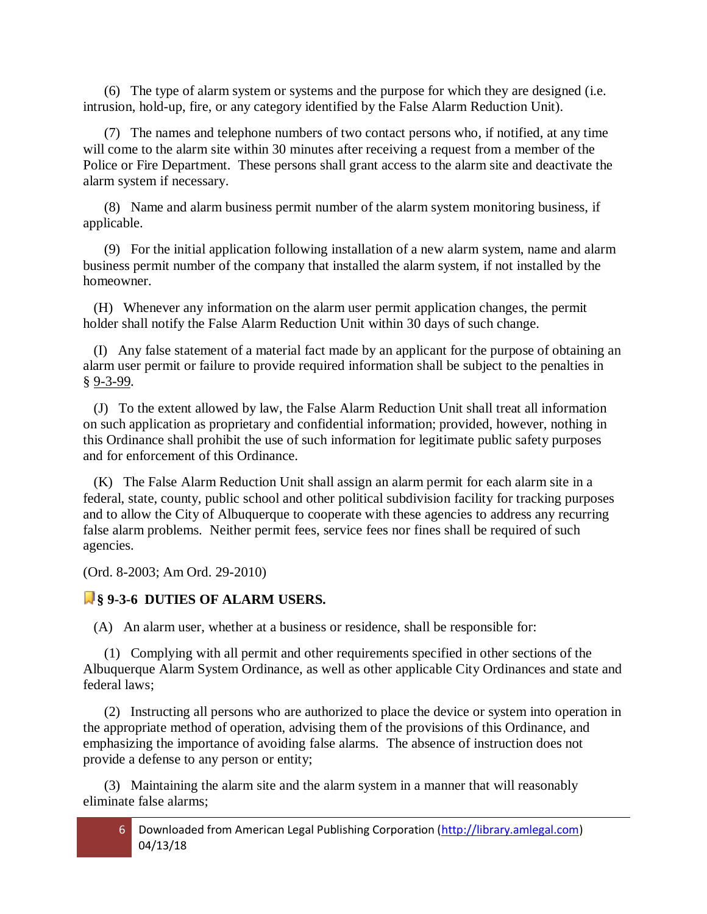(6) The type of alarm system or systems and the purpose for which they are designed (i.e. intrusion, hold-up, fire, or any category identified by the False Alarm Reduction Unit).

(7) The names and telephone numbers of two contact persons who, if notified, at any time will come to the alarm site within 30 minutes after receiving a request from a member of the Police or Fire Department. These persons shall grant access to the alarm site and deactivate the alarm system if necessary.

(8) Name and alarm business permit number of the alarm system monitoring business, if applicable.

(9) For the initial application following installation of a new alarm system, name and alarm business permit number of the company that installed the alarm system, if not installed by the homeowner.

(H) Whenever any information on the alarm user permit application changes, the permit holder shall notify the False Alarm Reduction Unit within 30 days of such change.

(I) Any false statement of a material fact made by an applicant for the purpose of obtaining an alarm user permit or failure to provide required information shall be subject to the penalties in § 9-3-99.

(J) To the extent allowed by law, the False Alarm Reduction Unit shall treat all information on such application as proprietary and confidential information; provided, however, nothing in this Ordinance shall prohibit the use of such information for legitimate public safety purposes and for enforcement of this Ordinance.

(K) The False Alarm Reduction Unit shall assign an alarm permit for each alarm site in a federal, state, county, public school and other political subdivision facility for tracking purposes and to allow the City of Albuquerque to cooperate with these agencies to address any recurring false alarm problems. Neither permit fees, service fees nor fines shall be required of such agencies.

(Ord. 8-2003; Am Ord. 29-2010)

### § 9-3-6 DUTIES OF ALARM USERS.

(A) An alarm user, whether at a business or residence, shall be responsible for:

(1) Complying with all permit and other requirements specified in other sections of the Albuquerque Alarm System Ordinance, as well as other applicable City Ordinances and state and federal laws;

(2) Instructing all persons who are authorized to place the device or system into operation in the appropriate method of operation, advising them of the provisions of this Ordinance, and emphasizing the importance of avoiding false alarms. The absence of instruction does not provide a defense to any person or entity;

(3) Maintaining the alarm site and the alarm system in a manner that will reasonably eliminate false alarms;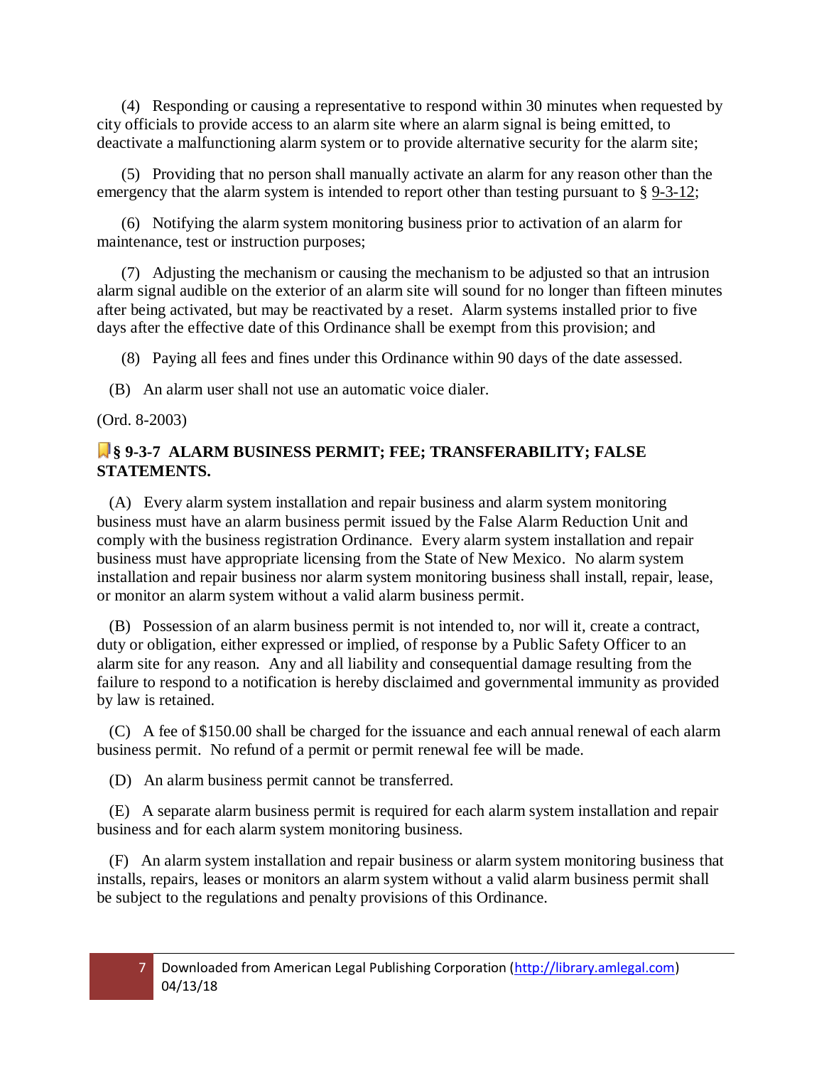(4) Responding or causing a representative to respond within 30 minutes when requested by city officials to provide access to an alarm site where an alarm signal is being emitted, to deactivate a malfunctioning alarm system or to provide alternative security for the alarm site;

(5) Providing that no person shall manually activate an alarm for any reason other than the emergency that the alarm system is intended to report other than testing pursuant to § 9-3-12;

(6) Notifying the alarm system monitoring business prior to activation of an alarm for maintenance, test or instruction purposes;

(7) Adjusting the mechanism or causing the mechanism to be adjusted so that an intrusion alarm signal audible on the exterior of an alarm site will sound for no longer than fifteen minutes after being activated, but may be reactivated by a reset. Alarm systems installed prior to five days after the effective date of this Ordinance shall be exempt from this provision; and

(8) Paying all fees and fines under this Ordinance within 90 days of the date assessed.

(B) An alarm user shall not use an automatic voice dialer.

(Ord. 8-2003)

### § 9-3-7 ALARM BUSINESS PERMIT; FEE; TRANSFERABILITY; FALSE STATEMENTS.

(A) Every alarm system installation and repair business and alarm system monitoring business must have an alarm business permit issued by the False Alarm Reduction Unit and comply with the business registration Ordinance. Every alarm system installation and repair business must have appropriate licensing from the State of New Mexico. No alarm system installation and repair business nor alarm system monitoring business shall install, repair, lease, or monitor an alarm system without a valid alarm business permit.

(B) Possession of an alarm business permit is not intended to, nor will it, create a contract, duty or obligation, either expressed or implied, of response by a Public Safety Officer to an alarm site for any reason. Any and all liability and consequential damage resulting from the failure to respond to a notification is hereby disclaimed and governmental immunity as provided by law is retained.

(C) A fee of $150.00 shall be charged for the issuance and each annual renewal of each alarm business permit. No refund of a permit or permit renewal fee will be made.

(D) An alarm business permit cannot be transferred.

(E) A separate alarm business permit is required for each alarm system installation and repair business and for each alarm system monitoring business.

(F) An alarm system installation and repair business or alarm system monitoring business that installs, repairs, leases or monitors an alarm system without a valid alarm business permit shall be subject to the regulations and penalty provisions of this Ordinance.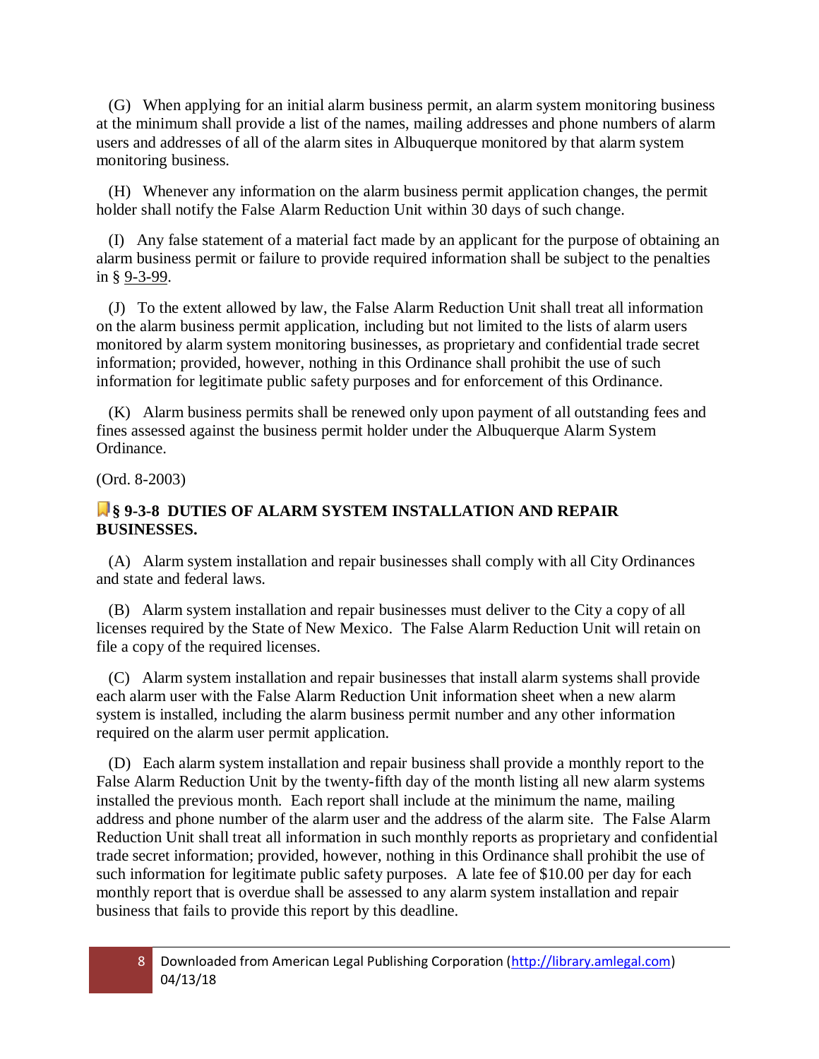(G) When applying for an initial alarm business permit, an alarm system monitoring business at the minimum shall provide a list of the names, mailing addresses and phone numbers of alarm users and addresses of all of the alarm sites in Albuquerque monitored by that alarm system monitoring business.

(H) Whenever any information on the alarm business permit application changes, the permit holder shall notify the False Alarm Reduction Unit within 30 days of such change.

(I) Any false statement of a material fact made by an applicant for the purpose of obtaining an alarm business permit or failure to provide required information shall be subject to the penalties in § 9-3-99.

(J) To the extent allowed by law, the False Alarm Reduction Unit shall treat all information on the alarm business permit application, including but not limited to the lists of alarm users monitored by alarm system monitoring businesses, as proprietary and confidential trade secret information; provided, however, nothing in this Ordinance shall prohibit the use of such information for legitimate public safety purposes and for enforcement of this Ordinance.

(K) Alarm business permits shall be renewed only upon payment of all outstanding fees and fines assessed against the business permit holder under the Albuquerque Alarm System Ordinance.

(Ord. 8-2003)

### § 9-3-8 DUTIES OF ALARM SYSTEM INSTALLATION AND REPAIR BUSINESSES.

(A) Alarm system installation and repair businesses shall comply with all City Ordinances and state and federal laws.

(B) Alarm system installation and repair businesses must deliver to the City a copy of all licenses required by the State of New Mexico. The False Alarm Reduction Unit will retain on file a copy of the required licenses.

(C) Alarm system installation and repair businesses that install alarm systems shall provide each alarm user with the False Alarm Reduction Unit information sheet when a new alarm system is installed, including the alarm business permit number and any other information required on the alarm user permit application.

(D) Each alarm system installation and repair business shall provide a monthly report to the False Alarm Reduction Unit by the twenty-fifth day of the month listing all new alarm systems installed the previous month. Each report shall include at the minimum the name, mailing address and phone number of the alarm user and the address of the alarm site. The False Alarm Reduction Unit shall treat all information in such monthly reports as proprietary and confidential trade secret information; provided, however, nothing in this Ordinance shall prohibit the use of such information for legitimate public safety purposes. A late fee of $10.00 per day for each monthly report that is overdue shall be assessed to any alarm system installation and repair business that fails to provide this report by this deadline.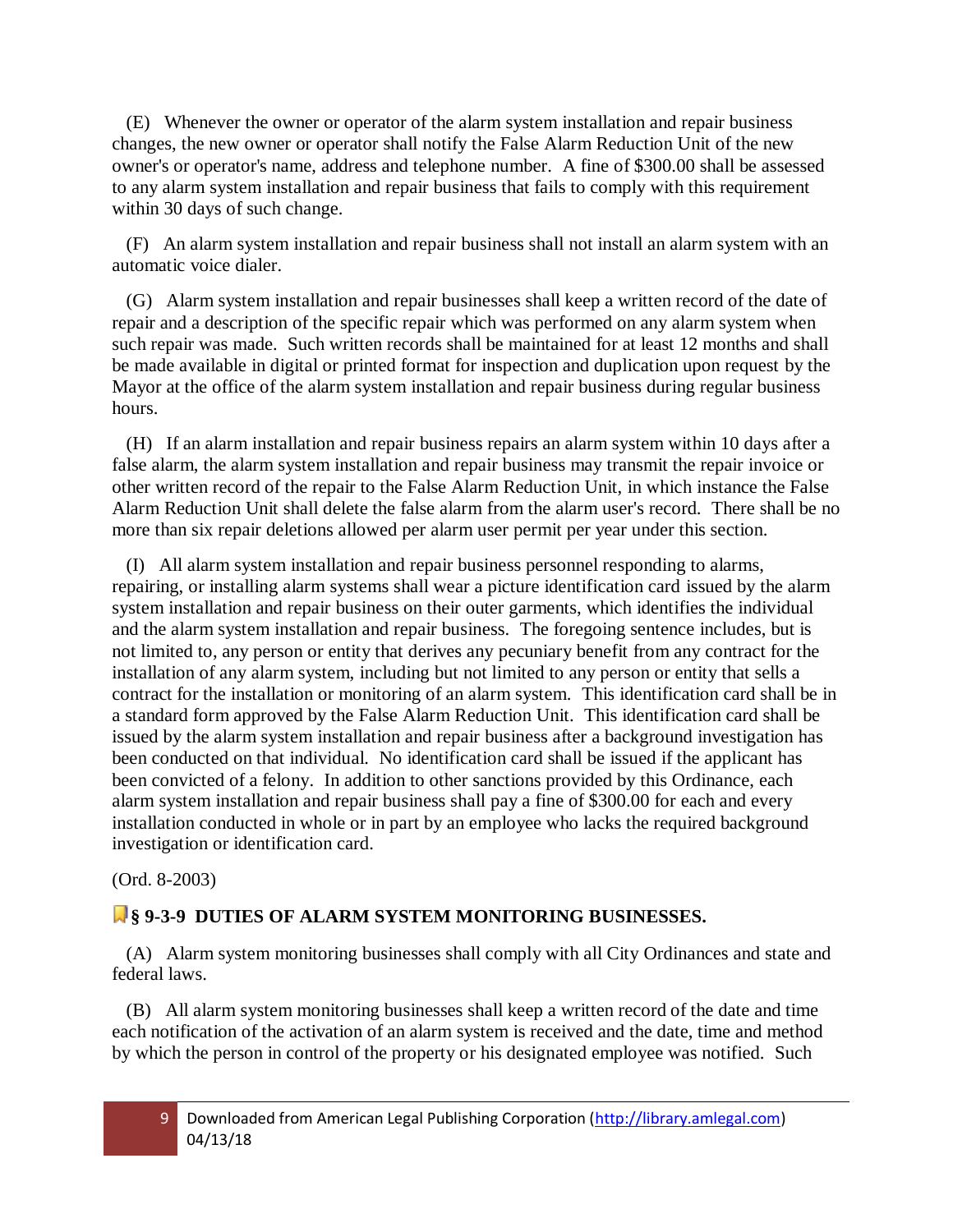(E) Whenever the owner or operator of the alarm system installation and repair business changes, the new owner or operator shall notify the False Alarm Reduction Unit of the new owner's or operator's name, address and telephone number. A fine of $300.00 shall be assessed to any alarm system installation and repair business that fails to comply with this requirement within 30 days of such change.

(F) An alarm system installation and repair business shall not install an alarm system with an automatic voice dialer.

(G) Alarm system installation and repair businesses shall keep a written record of the date of repair and a description of the specific repair which was performed on any alarm system when such repair was made. Such written records shall be maintained for at least 12 months and shall be made available in digital or printed format for inspection and duplication upon request by the Mayor at the office of the alarm system installation and repair business during regular business hours.

(H) If an alarm installation and repair business repairs an alarm system within 10 days after a false alarm, the alarm system installation and repair business may transmit the repair invoice or other written record of the repair to the False Alarm Reduction Unit, in which instance the False Alarm Reduction Unit shall delete the false alarm from the alarm user's record. There shall be no more than six repair deletions allowed per alarm user permit per year under this section.

(I) All alarm system installation and repair business personnel responding to alarms, repairing, or installing alarm systems shall wear a picture identification card issued by the alarm system installation and repair business on their outer garments, which identifies the individual and the alarm system installation and repair business. The foregoing sentence includes, but is not limited to, any person or entity that derives any pecuniary benefit from any contract for the installation of any alarm system, including but not limited to any person or entity that sells a contract for the installation or monitoring of an alarm system. This identification card shall be in a standard form approved by the False Alarm Reduction Unit. This identification card shall be issued by the alarm system installation and repair business after a background investigation has been conducted on that individual. No identification card shall be issued if the applicant has been convicted of a felony. In addition to other sanctions provided by this Ordinance, each alarm system installation and repair business shall pay a fine of $300.00 for each and every installation conducted in whole or in part by an employee who lacks the required background investigation or identification card.

(Ord. 8-2003)

### § 9-3-9 DUTIES OF ALARM SYSTEM MONITORING BUSINESSES.

(A) Alarm system monitoring businesses shall comply with all City Ordinances and state and federal laws.

(B) All alarm system monitoring businesses shall keep a written record of the date and time each notification of the activation of an alarm system is received and the date, time and method by which the person in control of the property or his designated employee was notified. Such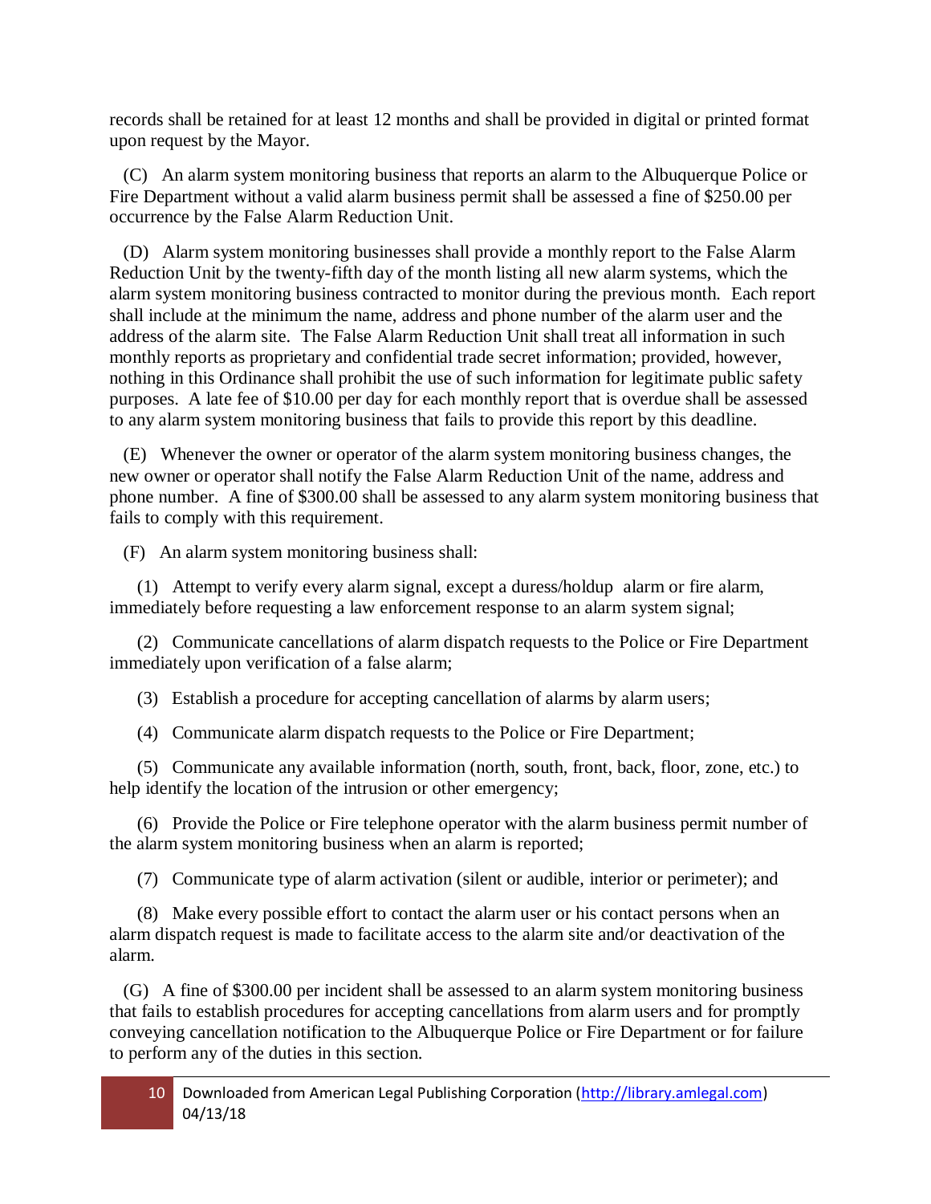records shall be retained for at least 12 months and shall be provided in digital or printed format upon request by the Mayor.

(C) An alarm system monitoring business that reports an alarm to the Albuquerque Police or Fire Department without a valid alarm business permit shall be assessed a fine of $250.00 per occurrence by the False Alarm Reduction Unit.

(D) Alarm system monitoring businesses shall provide a monthly report to the False Alarm Reduction Unit by the twenty-fifth day of the month listing all new alarm systems, which the alarm system monitoring business contracted to monitor during the previous month. Each report shall include at the minimum the name, address and phone number of the alarm user and the address of the alarm site. The False Alarm Reduction Unit shall treat all information in such monthly reports as proprietary and confidential trade secret information; provided, however, nothing in this Ordinance shall prohibit the use of such information for legitimate public safety purposes. A late fee of $10.00 per day for each monthly report that is overdue shall be assessed to any alarm system monitoring business that fails to provide this report by this deadline.

(E) Whenever the owner or operator of the alarm system monitoring business changes, the new owner or operator shall notify the False Alarm Reduction Unit of the name, address and phone number. A fine of $300.00 shall be assessed to any alarm system monitoring business that fails to comply with this requirement.

(F) An alarm system monitoring business shall:

(1) Attempt to verify every alarm signal, except a duress/holdup alarm or fire alarm, immediately before requesting a law enforcement response to an alarm system signal;

(2) Communicate cancellations of alarm dispatch requests to the Police or Fire Department immediately upon verification of a false alarm;

(3) Establish a procedure for accepting cancellation of alarms by alarm users;

(4) Communicate alarm dispatch requests to the Police or Fire Department;

(5) Communicate any available information (north, south, front, back, floor, zone, etc.) to help identify the location of the intrusion or other emergency;

(6) Provide the Police or Fire telephone operator with the alarm business permit number of the alarm system monitoring business when an alarm is reported;

(7) Communicate type of alarm activation (silent or audible, interior or perimeter); and

(8) Make every possible effort to contact the alarm user or his contact persons when an alarm dispatch request is made to facilitate access to the alarm site and/or deactivation of the alarm.

(G) A fine of $300.00 per incident shall be assessed to an alarm system monitoring business that fails to establish procedures for accepting cancellations from alarm users and for promptly conveying cancellation notification to the Albuquerque Police or Fire Department or for failure to perform any of the duties in this section.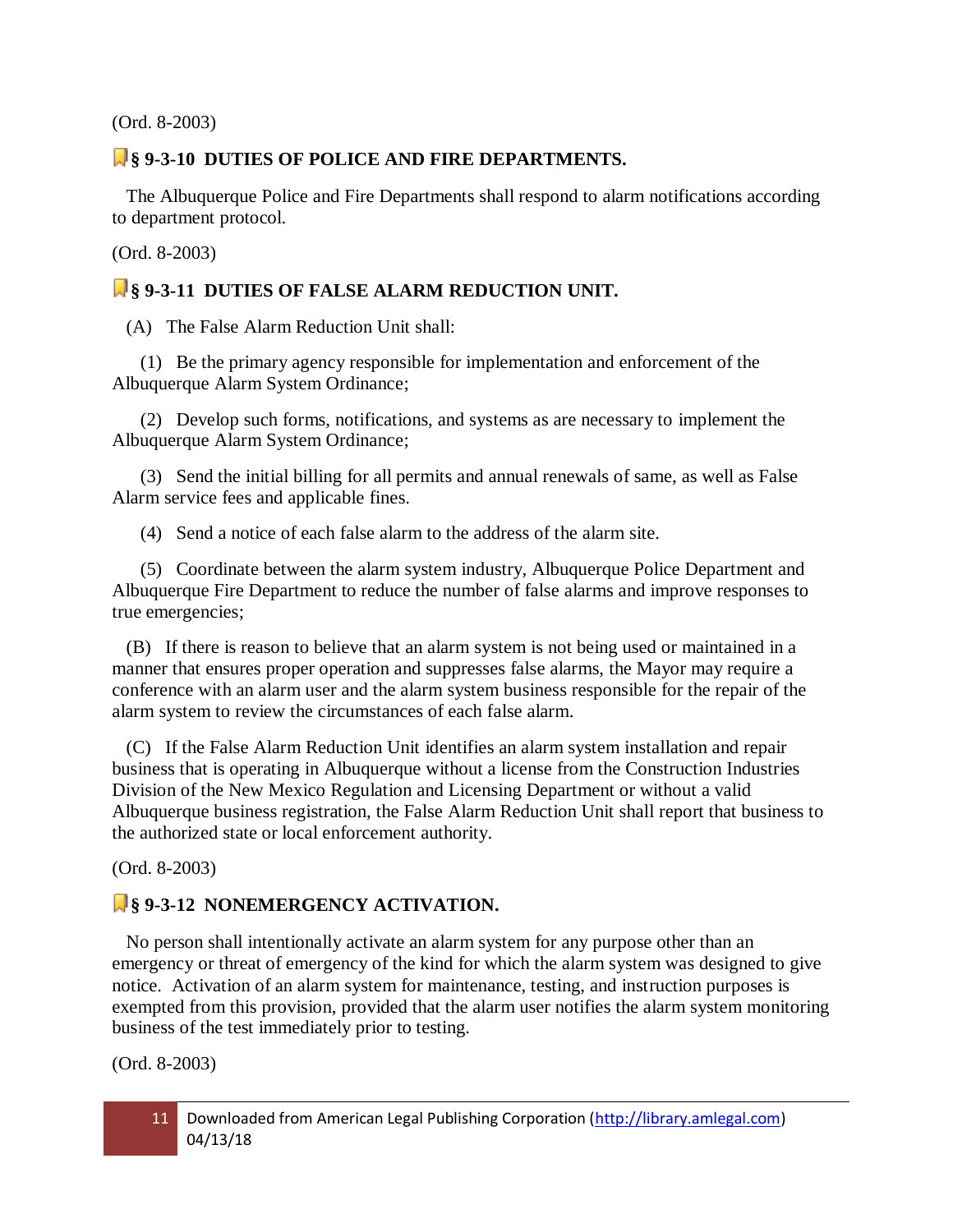(Ord. 8-2003)

## § 9-3-10 DUTIES OF POLICE AND FIRE DEPARTMENTS.

The Albuquerque Police and Fire Departments shall respond to alarm notifications according to department protocol.

(Ord. 8-2003)

## § 9-3-11 DUTIES OF FALSE ALARM REDUCTION UNIT.

(A) The False Alarm Reduction Unit shall:

(1) Be the primary agency responsible for implementation and enforcement of the Albuquerque Alarm System Ordinance;

(2) Develop such forms, notifications, and systems as are necessary to implement the Albuquerque Alarm System Ordinance;

(3) Send the initial billing for all permits and annual renewals of same, as well as False Alarm service fees and applicable fines.

(4) Send a notice of each false alarm to the address of the alarm site.

(5) Coordinate between the alarm system industry, Albuquerque Police Department and Albuquerque Fire Department to reduce the number of false alarms and improve responses to true emergencies;

(B) If there is reason to believe that an alarm system is not being used or maintained in a manner that ensures proper operation and suppresses false alarms, the Mayor may require a conference with an alarm user and the alarm system business responsible for the repair of the alarm system to review the circumstances of each false alarm.

(C) If the False Alarm Reduction Unit identifies an alarm system installation and repair business that is operating in Albuquerque without a license from the Construction Industries Division of the New Mexico Regulation and Licensing Department or without a valid Albuquerque business registration, the False Alarm Reduction Unit shall report that business to the authorized state or local enforcement authority.

(Ord. 8-2003)

## § 9-3-12 NONEMERGENCY ACTIVATION.

No person shall intentionally activate an alarm system for any purpose other than an emergency or threat of emergency of the kind for which the alarm system was designed to give notice. Activation of an alarm system for maintenance, testing, and instruction purposes is exempted from this provision, provided that the alarm user notifies the alarm system monitoring business of the test immediately prior to testing.

(Ord. 8-2003)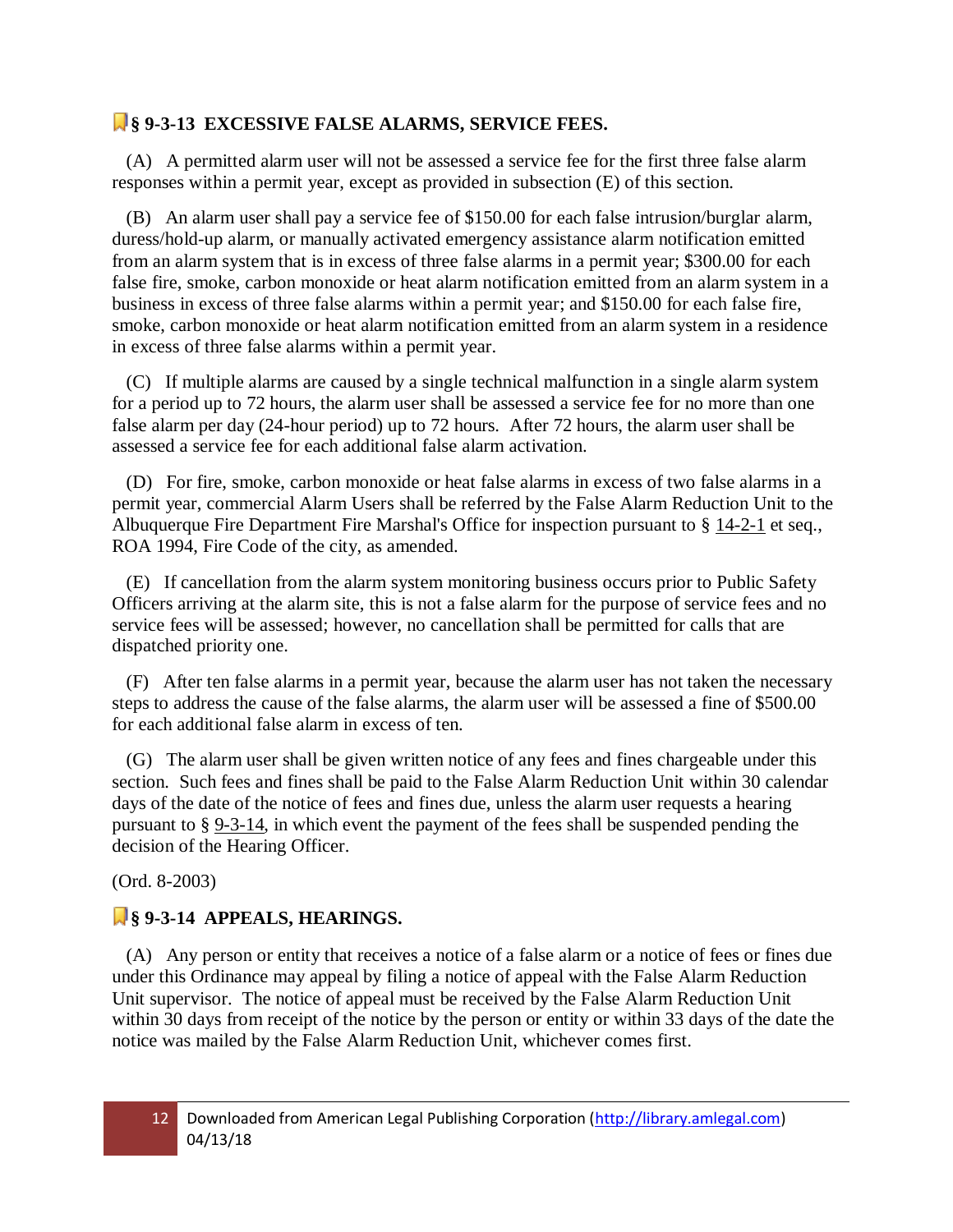## § 9-3-13 EXCESSIVE FALSE ALARMS, SERVICE FEES.

(A) A permitted alarm user will not be assessed a service fee for the first three false alarm responses within a permit year, except as provided in subsection (E) of this section.

(B) An alarm user shall pay a service fee of $150.00 for each false intrusion/burglar alarm, duress/hold-up alarm, or manually activated emergency assistance alarm notification emitted from an alarm system that is in excess of three false alarms in a permit year; $300.00 for each false fire, smoke, carbon monoxide or heat alarm notification emitted from an alarm system in a business in excess of three false alarms within a permit year; and $150.00 for each false fire, smoke, carbon monoxide or heat alarm notification emitted from an alarm system in a residence in excess of three false alarms within a permit year.

(C) If multiple alarms are caused by a single technical malfunction in a single alarm system for a period up to 72 hours, the alarm user shall be assessed a service fee for no more than one false alarm per day (24-hour period) up to 72 hours. After 72 hours, the alarm user shall be assessed a service fee for each additional false alarm activation.

(D) For fire, smoke, carbon monoxide or heat false alarms in excess of two false alarms in a permit year, commercial Alarm Users shall be referred by the False Alarm Reduction Unit to the Albuquerque Fire Department Fire Marshal's Office for inspection pursuant to § 14-2-1 et seq., ROA 1994, Fire Code of the city, as amended.

(E) If cancellation from the alarm system monitoring business occurs prior to Public Safety Officers arriving at the alarm site, this is not a false alarm for the purpose of service fees and no service fees will be assessed; however, no cancellation shall be permitted for calls that are dispatched priority one.

(F) After ten false alarms in a permit year, because the alarm user has not taken the necessary steps to address the cause of the false alarms, the alarm user will be assessed a fine of $500.00 for each additional false alarm in excess of ten.

(G) The alarm user shall be given written notice of any fees and fines chargeable under this section. Such fees and fines shall be paid to the False Alarm Reduction Unit within 30 calendar days of the date of the notice of fees and fines due, unless the alarm user requests a hearing pursuant to § 9-3-14, in which event the payment of the fees shall be suspended pending the decision of the Hearing Officer.

(Ord. 8-2003)

## § 9-3-14 APPEALS, HEARINGS.

(A) Any person or entity that receives a notice of a false alarm or a notice of fees or fines due under this Ordinance may appeal by filing a notice of appeal with the False Alarm Reduction Unit supervisor. The notice of appeal must be received by the False Alarm Reduction Unit within 30 days from receipt of the notice by the person or entity or within 33 days of the date the notice was mailed by the False Alarm Reduction Unit, whichever comes first.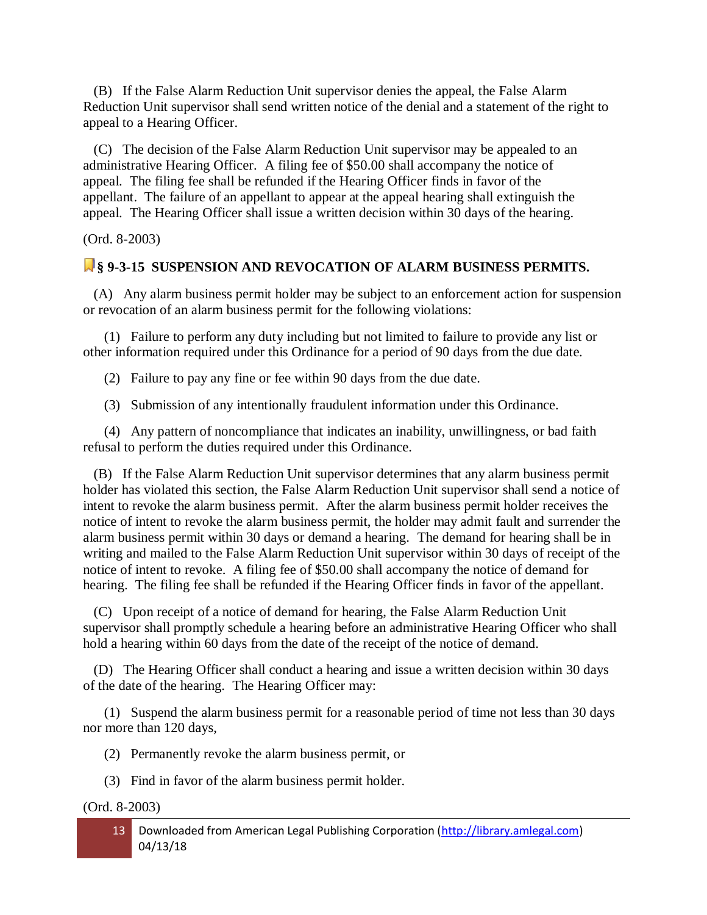(B) If the False Alarm Reduction Unit supervisor denies the appeal, the False Alarm Reduction Unit supervisor shall send written notice of the denial and a statement of the right to appeal to a Hearing Officer.

(C) The decision of the False Alarm Reduction Unit supervisor may be appealed to an administrative Hearing Officer. A filing fee of $50.00 shall accompany the notice of appeal. The filing fee shall be refunded if the Hearing Officer finds in favor of the appellant. The failure of an appellant to appear at the appeal hearing shall extinguish the appeal. The Hearing Officer shall issue a written decision within 30 days of the hearing.

(Ord. 8-2003)

### § 9-3-15 SUSPENSION AND REVOCATION OF ALARM BUSINESS PERMITS.

(A) Any alarm business permit holder may be subject to an enforcement action for suspension or revocation of an alarm business permit for the following violations:

(1) Failure to perform any duty including but not limited to failure to provide any list or other information required under this Ordinance for a period of 90 days from the due date.

(2) Failure to pay any fine or fee within 90 days from the due date.

(3) Submission of any intentionally fraudulent information under this Ordinance.

(4) Any pattern of noncompliance that indicates an inability, unwillingness, or bad faith refusal to perform the duties required under this Ordinance.

(B) If the False Alarm Reduction Unit supervisor determines that any alarm business permit holder has violated this section, the False Alarm Reduction Unit supervisor shall send a notice of intent to revoke the alarm business permit. After the alarm business permit holder receives the notice of intent to revoke the alarm business permit, the holder may admit fault and surrender the alarm business permit within 30 days or demand a hearing. The demand for hearing shall be in writing and mailed to the False Alarm Reduction Unit supervisor within 30 days of receipt of the notice of intent to revoke. A filing fee of $50.00 shall accompany the notice of demand for hearing. The filing fee shall be refunded if the Hearing Officer finds in favor of the appellant.

(C) Upon receipt of a notice of demand for hearing, the False Alarm Reduction Unit supervisor shall promptly schedule a hearing before an administrative Hearing Officer who shall hold a hearing within 60 days from the date of the receipt of the notice of demand.

(D) The Hearing Officer shall conduct a hearing and issue a written decision within 30 days of the date of the hearing. The Hearing Officer may:

(1) Suspend the alarm business permit for a reasonable period of time not less than 30 days nor more than 120 days,

(2) Permanently revoke the alarm business permit, or

(3) Find in favor of the alarm business permit holder.

(Ord. 8-2003)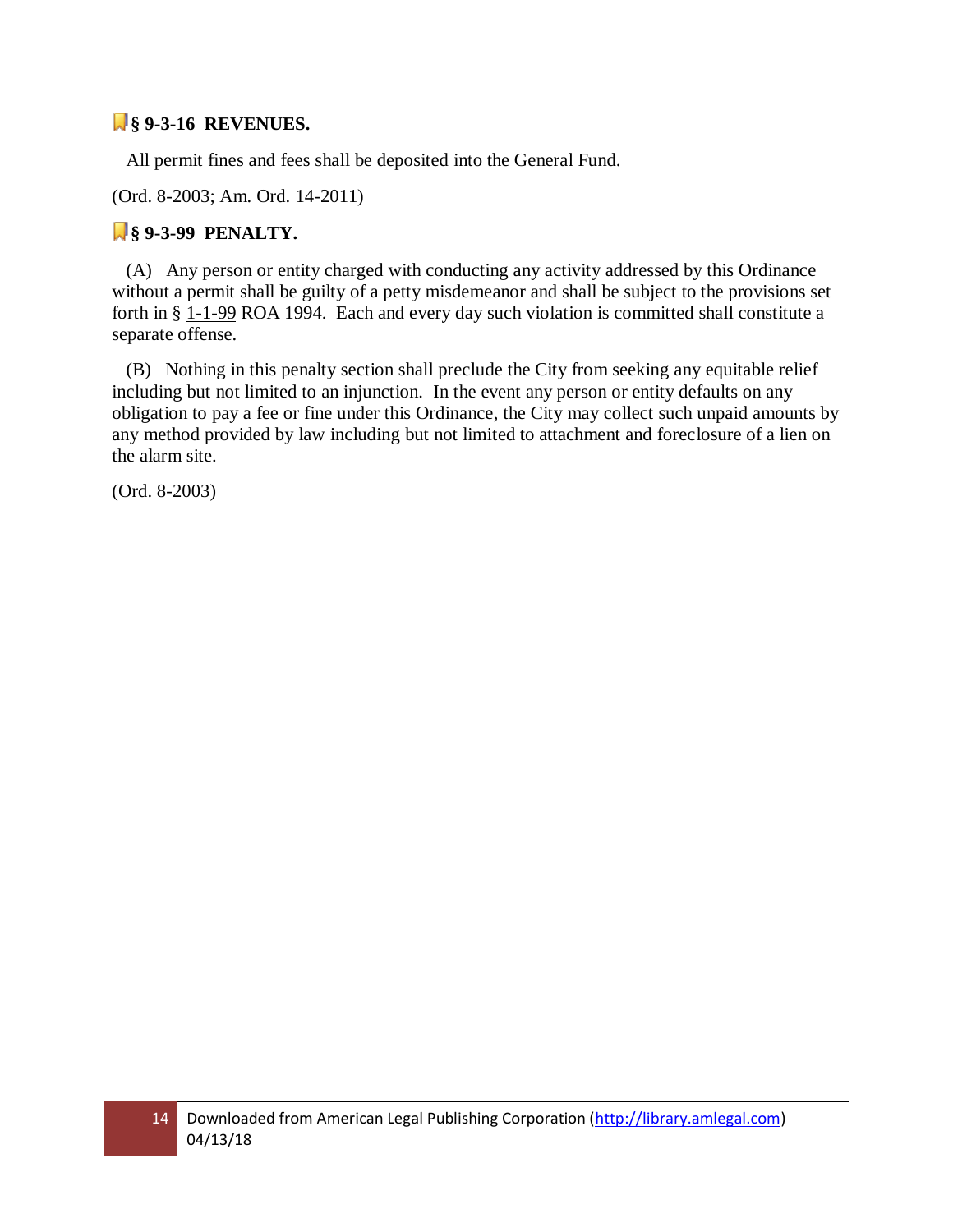### § 9-3-16 REVENUES.

All permit fines and fees shall be deposited into the General Fund.

(Ord. 8-2003; Am. Ord. 14-2011)

### § 9-3-99 PENALTY.

(A) Any person or entity charged with conducting any activity addressed by this Ordinance without a permit shall be guilty of a petty misdemeanor and shall be subject to the provisions set forth in § 1-1-99 ROA 1994. Each and every day such violation is committed shall constitute a separate offense.

(B) Nothing in this penalty section shall preclude the City from seeking any equitable relief including but not limited to an injunction. In the event any person or entity defaults on any obligation to pay a fee or fine under this Ordinance, the City may collect such unpaid amounts by any method provided by law including but not limited to attachment and foreclosure of a lien on the alarm site.

(Ord. 8-2003)